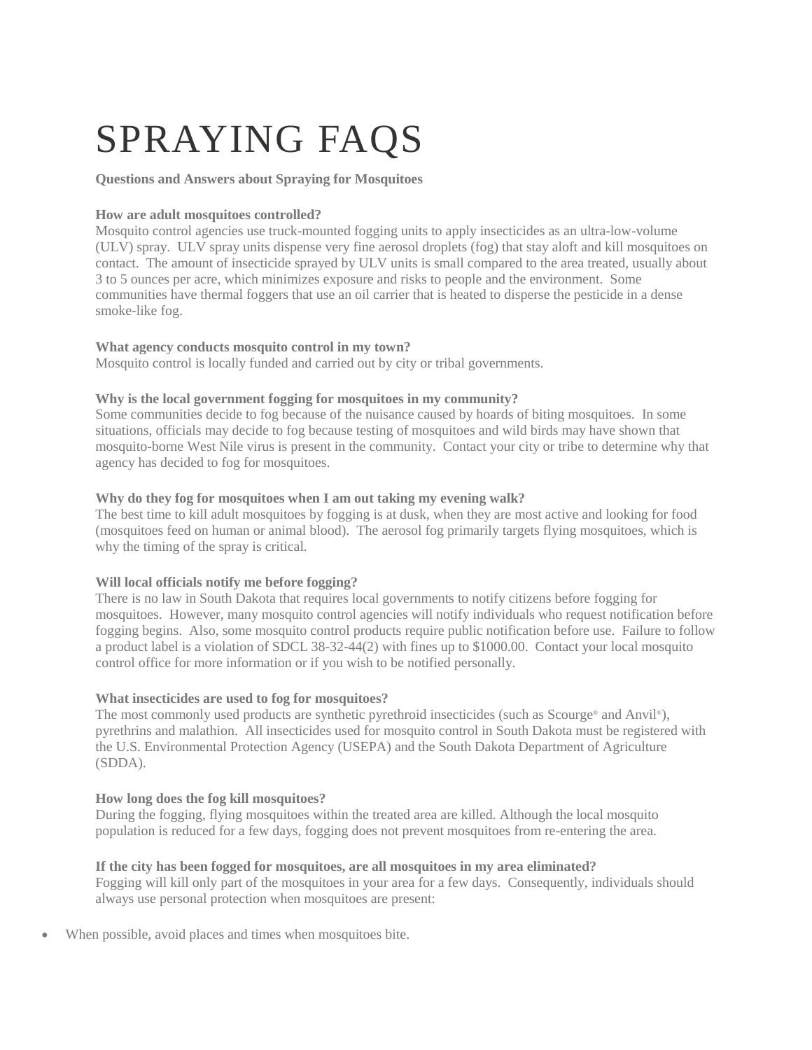# SPRAYING FAQS

**Questions and Answers about Spraying for Mosquitoes**

**How are adult mosquitoes controlled?**
Mosquito control agencies use truck-mounted fogging units to apply insecticides as an ultra-low-volume (ULV) spray. ULV spray units dispense very fine aerosol droplets (fog) that stay aloft and kill mosquitoes on contact. The amount of insecticide sprayed by ULV units is small compared to the area treated, usually about 3 to 5 ounces per acre, which minimizes exposure and risks to people and the environment. Some communities have thermal foggers that use an oil carrier that is heated to disperse the pesticide in a dense smoke-like fog.

**What agency conducts mosquito control in my town?**
Mosquito control is locally funded and carried out by city or tribal governments.

**Why is the local government fogging for mosquitoes in my community?**
Some communities decide to fog because of the nuisance caused by hoards of biting mosquitoes. In some situations, officials may decide to fog because testing of mosquitoes and wild birds may have shown that mosquito-borne West Nile virus is present in the community. Contact your city or tribe to determine why that agency has decided to fog for mosquitoes.

**Why do they fog for mosquitoes when I am out taking my evening walk?**
The best time to kill adult mosquitoes by fogging is at dusk, when they are most active and looking for food (mosquitoes feed on human or animal blood). The aerosol fog primarily targets flying mosquitoes, which is why the timing of the spray is critical.

**Will local officials notify me before fogging?**
There is no law in South Dakota that requires local governments to notify citizens before fogging for mosquitoes. However, many mosquito control agencies will notify individuals who request notification before fogging begins. Also, some mosquito control products require public notification before use. Failure to follow a product label is a violation of SDCL 38-32-44(2) with fines up to $1000.00. Contact your local mosquito control office for more information or if you wish to be notified personally.

**What insecticides are used to fog for mosquitoes?**
The most commonly used products are synthetic pyrethroid insecticides (such as Scourge® and Anvil®), pyrethrins and malathion. All insecticides used for mosquito control in South Dakota must be registered with the U.S. Environmental Protection Agency (USEPA) and the South Dakota Department of Agriculture (SDDA).

**How long does the fog kill mosquitoes?**
During the fogging, flying mosquitoes within the treated area are killed. Although the local mosquito population is reduced for a few days, fogging does not prevent mosquitoes from re-entering the area.

**If the city has been fogged for mosquitoes, are all mosquitoes in my area eliminated?**
Fogging will kill only part of the mosquitoes in your area for a few days. Consequently, individuals should always use personal protection when mosquitoes are present:

- When possible, avoid places and times when mosquitoes bite.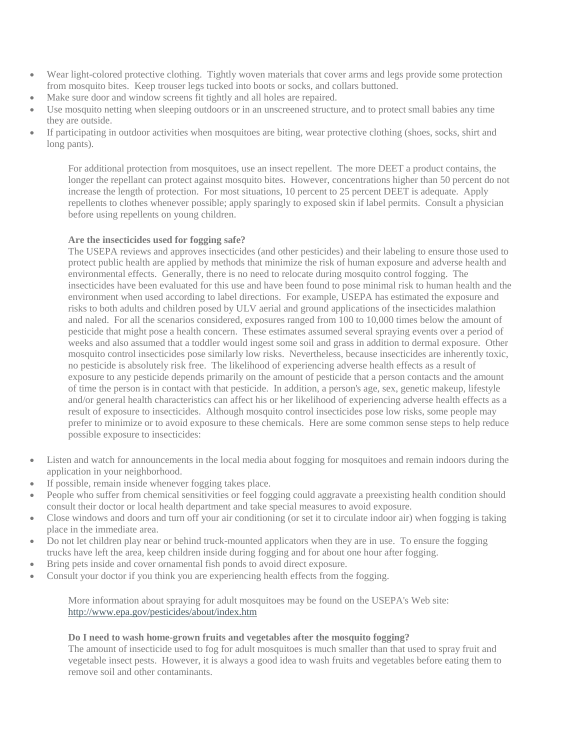- Wear light-colored protective clothing. Tightly woven materials that cover arms and legs provide some protection from mosquito bites. Keep trouser legs tucked into boots or socks, and collars buttoned.
- Make sure door and window screens fit tightly and all holes are repaired.
- Use mosquito netting when sleeping outdoors or in an unscreened structure, and to protect small babies any time they are outside.
- If participating in outdoor activities when mosquitoes are biting, wear protective clothing (shoes, socks, shirt and long pants).

For additional protection from mosquitoes, use an insect repellent. The more DEET a product contains, the longer the repellant can protect against mosquito bites. However, concentrations higher than 50 percent do not increase the length of protection. For most situations, 10 percent to 25 percent DEET is adequate. Apply repellents to clothes whenever possible; apply sparingly to exposed skin if label permits. Consult a physician before using repellents on young children.

**Are the insecticides used for fogging safe?**

The USEPA reviews and approves insecticides (and other pesticides) and their labeling to ensure those used to protect public health are applied by methods that minimize the risk of human exposure and adverse health and environmental effects. Generally, there is no need to relocate during mosquito control fogging. The insecticides have been evaluated for this use and have been found to pose minimal risk to human health and the environment when used according to label directions. For example, USEPA has estimated the exposure and risks to both adults and children posed by ULV aerial and ground applications of the insecticides malathion and naled. For all the scenarios considered, exposures ranged from 100 to 10,000 times below the amount of pesticide that might pose a health concern. These estimates assumed several spraying events over a period of weeks and also assumed that a toddler would ingest some soil and grass in addition to dermal exposure. Other mosquito control insecticides pose similarly low risks. Nevertheless, because insecticides are inherently toxic, no pesticide is absolutely risk free. The likelihood of experiencing adverse health effects as a result of exposure to any pesticide depends primarily on the amount of pesticide that a person contacts and the amount of time the person is in contact with that pesticide. In addition, a person's age, sex, genetic makeup, lifestyle and/or general health characteristics can affect his or her likelihood of experiencing adverse health effects as a result of exposure to insecticides. Although mosquito control insecticides pose low risks, some people may prefer to minimize or to avoid exposure to these chemicals. Here are some common sense steps to help reduce possible exposure to insecticides:

- Listen and watch for announcements in the local media about fogging for mosquitoes and remain indoors during the application in your neighborhood.
- If possible, remain inside whenever fogging takes place.
- People who suffer from chemical sensitivities or feel fogging could aggravate a preexisting health condition should consult their doctor or local health department and take special measures to avoid exposure.
- Close windows and doors and turn off your air conditioning (or set it to circulate indoor air) when fogging is taking place in the immediate area.
- Do not let children play near or behind truck-mounted applicators when they are in use. To ensure the fogging trucks have left the area, keep children inside during fogging and for about one hour after fogging.
- Bring pets inside and cover ornamental fish ponds to avoid direct exposure.
- Consult your doctor if you think you are experiencing health effects from the fogging.

More information about spraying for adult mosquitoes may be found on the USEPA's Web site: http://www.epa.gov/pesticides/about/index.htm

**Do I need to wash home-grown fruits and vegetables after the mosquito fogging?**

The amount of insecticide used to fog for adult mosquitoes is much smaller than that used to spray fruit and vegetable insect pests. However, it is always a good idea to wash fruits and vegetables before eating them to remove soil and other contaminants.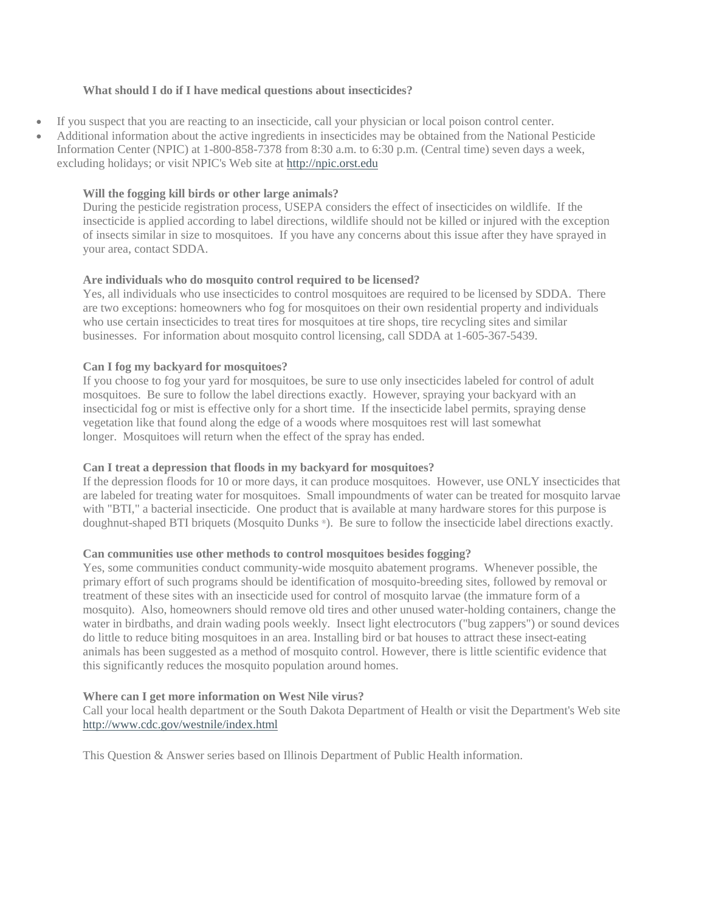**What should I do if I have medical questions about insecticides?**

- If you suspect that you are reacting to an insecticide, call your physician or local poison control center.
- Additional information about the active ingredients in insecticides may be obtained from the National Pesticide Information Center (NPIC) at 1-800-858-7378 from 8:30 a.m. to 6:30 p.m. (Central time) seven days a week, excluding holidays; or visit NPIC's Web site at http://npic.orst.edu

**Will the fogging kill birds or other large animals?**

During the pesticide registration process, USEPA considers the effect of insecticides on wildlife. If the insecticide is applied according to label directions, wildlife should not be killed or injured with the exception of insects similar in size to mosquitoes. If you have any concerns about this issue after they have sprayed in your area, contact SDDA.

**Are individuals who do mosquito control required to be licensed?**

Yes, all individuals who use insecticides to control mosquitoes are required to be licensed by SDDA. There are two exceptions: homeowners who fog for mosquitoes on their own residential property and individuals who use certain insecticides to treat tires for mosquitoes at tire shops, tire recycling sites and similar businesses. For information about mosquito control licensing, call SDDA at 1-605-367-5439.

**Can I fog my backyard for mosquitoes?**

If you choose to fog your yard for mosquitoes, be sure to use only insecticides labeled for control of adult mosquitoes. Be sure to follow the label directions exactly. However, spraying your backyard with an insecticidal fog or mist is effective only for a short time. If the insecticide label permits, spraying dense vegetation like that found along the edge of a woods where mosquitoes rest will last somewhat longer. Mosquitoes will return when the effect of the spray has ended.

**Can I treat a depression that floods in my backyard for mosquitoes?**

If the depression floods for 10 or more days, it can produce mosquitoes. However, use ONLY insecticides that are labeled for treating water for mosquitoes. Small impoundments of water can be treated for mosquito larvae with "BTI," a bacterial insecticide. One product that is available at many hardware stores for this purpose is doughnut-shaped BTI briquets (Mosquito Dunks ®). Be sure to follow the insecticide label directions exactly.

**Can communities use other methods to control mosquitoes besides fogging?**

Yes, some communities conduct community-wide mosquito abatement programs. Whenever possible, the primary effort of such programs should be identification of mosquito-breeding sites, followed by removal or treatment of these sites with an insecticide used for control of mosquito larvae (the immature form of a mosquito). Also, homeowners should remove old tires and other unused water-holding containers, change the water in birdbaths, and drain wading pools weekly. Insect light electrocutors ("bug zappers") or sound devices do little to reduce biting mosquitoes in an area. Installing bird or bat houses to attract these insect-eating animals has been suggested as a method of mosquito control. However, there is little scientific evidence that this significantly reduces the mosquito population around homes.

**Where can I get more information on West Nile virus?**

Call your local health department or the South Dakota Department of Health or visit the Department's Web site http://www.cdc.gov/westnile/index.html

This Question & Answer series based on Illinois Department of Public Health information.